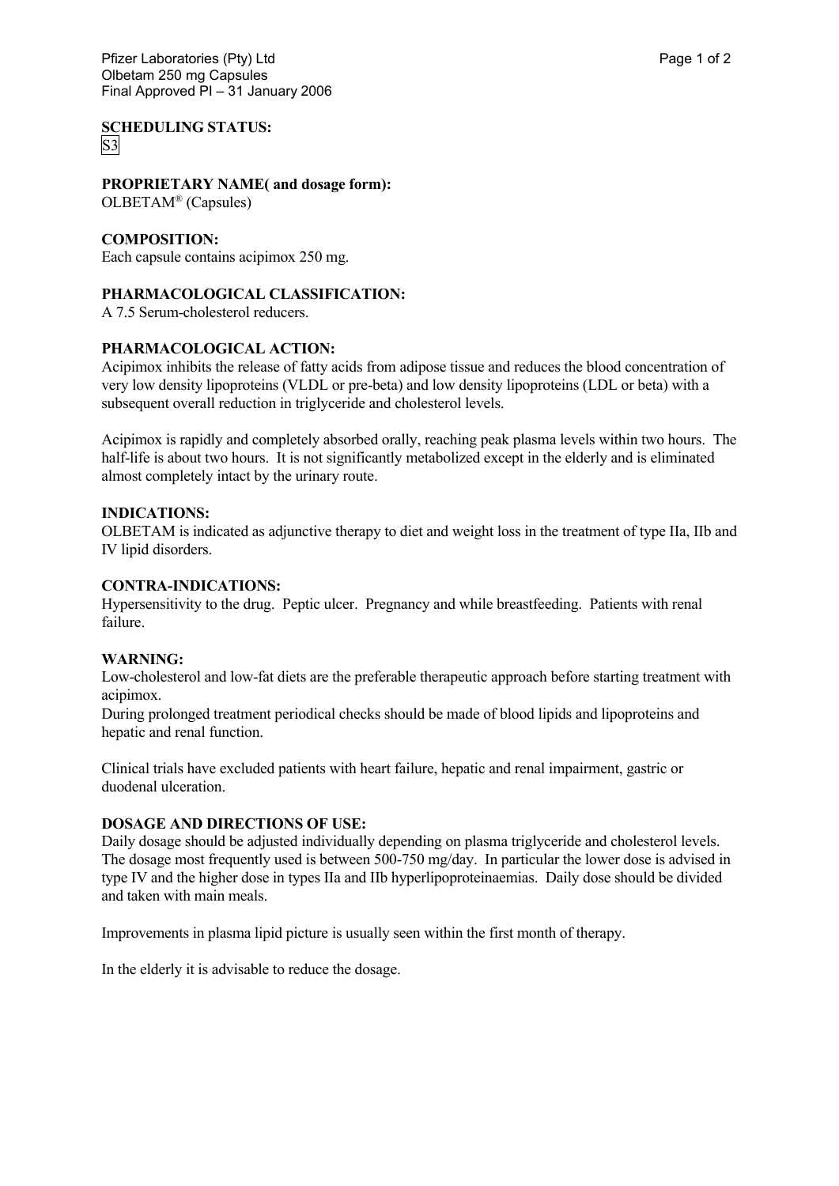**SCHEDULING STATUS:**
S3

**PROPRIETARY NAME( and dosage form):**
OLBETAM® (Capsules)

**COMPOSITION:**
Each capsule contains acipimox 250 mg.

**PHARMACOLOGICAL CLASSIFICATION:**
A 7.5 Serum-cholesterol reducers.

**PHARMACOLOGICAL ACTION:**
Acipimox inhibits the release of fatty acids from adipose tissue and reduces the blood concentration of very low density lipoproteins (VLDL or pre-beta) and low density lipoproteins (LDL or beta) with a subsequent overall reduction in triglyceride and cholesterol levels.

Acipimox is rapidly and completely absorbed orally, reaching peak plasma levels within two hours. The half-life is about two hours. It is not significantly metabolized except in the elderly and is eliminated almost completely intact by the urinary route.

**INDICATIONS:**
OLBETAM is indicated as adjunctive therapy to diet and weight loss in the treatment of type IIa, IIb and IV lipid disorders.

**CONTRA-INDICATIONS:**
Hypersensitivity to the drug. Peptic ulcer. Pregnancy and while breastfeeding. Patients with renal failure.

**WARNING:**
Low-cholesterol and low-fat diets are the preferable therapeutic approach before starting treatment with acipimox.
During prolonged treatment periodical checks should be made of blood lipids and lipoproteins and hepatic and renal function.

Clinical trials have excluded patients with heart failure, hepatic and renal impairment, gastric or duodenal ulceration.

**DOSAGE AND DIRECTIONS OF USE:**
Daily dosage should be adjusted individually depending on plasma triglyceride and cholesterol levels. The dosage most frequently used is between 500-750 mg/day. In particular the lower dose is advised in type IV and the higher dose in types IIa and IIb hyperlipoproteinaemias. Daily dose should be divided and taken with main meals.

Improvements in plasma lipid picture is usually seen within the first month of therapy.

In the elderly it is advisable to reduce the dosage.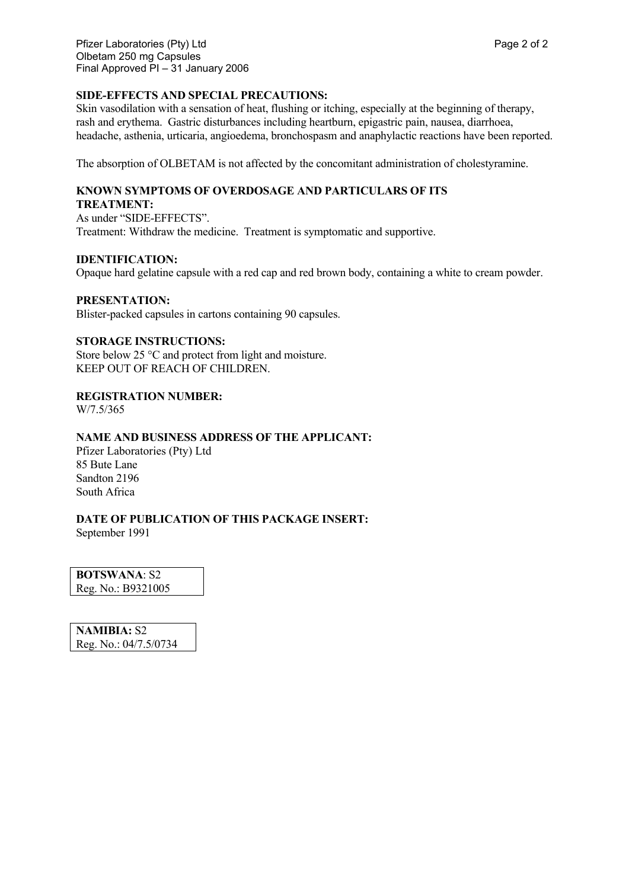**SIDE-EFFECTS AND SPECIAL PRECAUTIONS:**
Skin vasodilation with a sensation of heat, flushing or itching, especially at the beginning of therapy, rash and erythema. Gastric disturbances including heartburn, epigastric pain, nausea, diarrhoea, headache, asthenia, urticaria, angioedema, bronchospasm and anaphylactic reactions have been reported.

The absorption of OLBETAM is not affected by the concomitant administration of cholestyramine.

**KNOWN SYMPTOMS OF OVERDOSAGE AND PARTICULARS OF ITS TREATMENT:**
As under "SIDE-EFFECTS".
Treatment: Withdraw the medicine. Treatment is symptomatic and supportive.

**IDENTIFICATION:**
Opaque hard gelatine capsule with a red cap and red brown body, containing a white to cream powder.

**PRESENTATION:**
Blister-packed capsules in cartons containing 90 capsules.

**STORAGE INSTRUCTIONS:**
Store below 25 °C and protect from light and moisture.
KEEP OUT OF REACH OF CHILDREN.

**REGISTRATION NUMBER:**
W/7.5/365

**NAME AND BUSINESS ADDRESS OF THE APPLICANT:**
Pfizer Laboratories (Pty) Ltd
85 Bute Lane
Sandton 2196
South Africa

**DATE OF PUBLICATION OF THIS PACKAGE INSERT:**
September 1991

**BOTSWANA**: S2
Reg. No.: B9321005

**NAMIBIA:** S2
Reg. No.: 04/7.5/0734